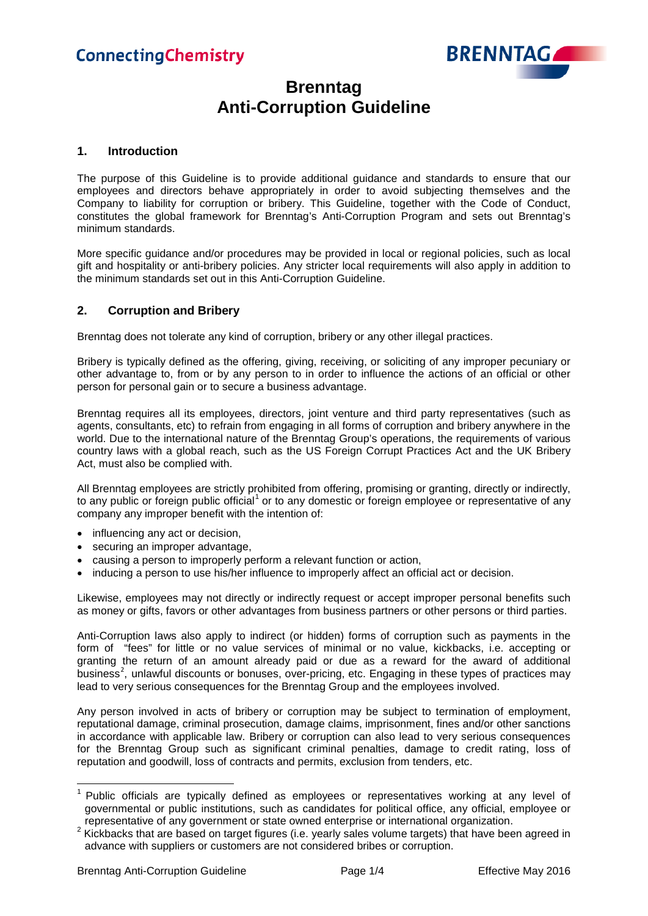# Brenntag Anti-Corruption Guideline

## 1. Introduction

The purpose of this Guideline is to provide additional guidance and standards to ensure that our employees and directors behave appropriately in order to avoid subjecting themselves and the Company to liability for corruption or bribery. This Guideline, together with the Code of Conduct, constitutes the global framework for Brenntag's Anti-Corruption Program and sets out Brenntag's minimum standards.

More specific guidance and/or procedures may be provided in local or regional policies, such as local gift and hospitality or anti-bribery policies. Any stricter local requirements will also apply in addition to the minimum standards set out in this Anti-Corruption Guideline.

## 2. Corruption and Bribery

Brenntag does not tolerate any kind of corruption, bribery or any other illegal practices.

Bribery is typically defined as the offering, giving, receiving, or soliciting of any improper pecuniary or other advantage to, from or by any person to in order to influence the actions of an official or other person for personal gain or to secure a business advantage.

Brenntag requires all its employees, directors, joint venture and third party representatives (such as agents, consultants, etc) to refrain from engaging in all forms of corruption and bribery anywhere in the world. Due to the international nature of the Brenntag Group's operations, the requirements of various country laws with a global reach, such as the US Foreign Corrupt Practices Act and the UK Bribery Act, must also be complied with.

All Brenntag employees are strictly prohibited from offering, promising or granting, directly or indirectly, to any public or foreign public official[1] or to any domestic or foreign employee or representative of any company any improper benefit with the intention of:

- influencing any act or decision,
- securing an improper advantage,
- causing a person to improperly perform a relevant function or action,
- inducing a person to use his/her influence to improperly affect an official act or decision.

Likewise, employees may not directly or indirectly request or accept improper personal benefits such as money or gifts, favors or other advantages from business partners or other persons or third parties.

Anti-Corruption laws also apply to indirect (or hidden) forms of corruption such as payments in the form of "fees" for little or no value services of minimal or no value, kickbacks, i.e. accepting or granting the return of an amount already paid or due as a reward for the award of additional business[2], unlawful discounts or bonuses, over-pricing, etc. Engaging in these types of practices may lead to very serious consequences for the Brenntag Group and the employees involved.

Any person involved in acts of bribery or corruption may be subject to termination of employment, reputational damage, criminal prosecution, damage claims, imprisonment, fines and/or other sanctions in accordance with applicable law. Bribery or corruption can also lead to very serious consequences for the Brenntag Group such as significant criminal penalties, damage to credit rating, loss of reputation and goodwill, loss of contracts and permits, exclusion from tenders, etc.

---

[1] Public officials are typically defined as employees or representatives working at any level of governmental or public institutions, such as candidates for political office, any official, employee or representative of any government or state owned enterprise or international organization.

[2] Kickbacks that are based on target figures (i.e. yearly sales volume targets) that have been agreed in advance with suppliers or customers are not considered bribes or corruption.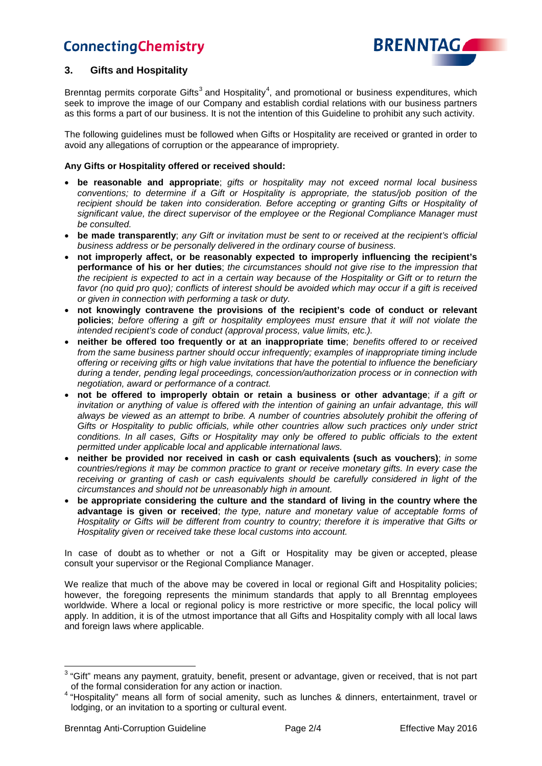## 3. Gifts and Hospitality

Brenntag permits corporate Gifts[3] and Hospitality[4], and promotional or business expenditures, which seek to improve the image of our Company and establish cordial relations with our business partners as this forms a part of our business. It is not the intention of this Guideline to prohibit any such activity.

The following guidelines must be followed when Gifts or Hospitality are received or granted in order to avoid any allegations of corruption or the appearance of impropriety.

**Any Gifts or Hospitality offered or received should:**

- **be reasonable and appropriate**; *gifts or hospitality may not exceed normal local business conventions; to determine if a Gift or Hospitality is appropriate, the status/job position of the recipient should be taken into consideration. Before accepting or granting Gifts or Hospitality of significant value, the direct supervisor of the employee or the Regional Compliance Manager must be consulted.*
- **be made transparently**; *any Gift or invitation must be sent to or received at the recipient's official business address or be personally delivered in the ordinary course of business.*
- **not improperly affect, or be reasonably expected to improperly influencing the recipient's performance of his or her duties**; *the circumstances should not give rise to the impression that the recipient is expected to act in a certain way because of the Hospitality or Gift or to return the favor (no quid pro quo); conflicts of interest should be avoided which may occur if a gift is received or given in connection with performing a task or duty.*
- **not knowingly contravene the provisions of the recipient's code of conduct or relevant policies**; *before offering a gift or hospitality employees must ensure that it will not violate the intended recipient's code of conduct (approval process, value limits, etc.).*
- **neither be offered too frequently or at an inappropriate time**; *benefits offered to or received from the same business partner should occur infrequently; examples of inappropriate timing include offering or receiving gifts or high value invitations that have the potential to influence the beneficiary during a tender, pending legal proceedings, concession/authorization process or in connection with negotiation, award or performance of a contract.*
- **not be offered to improperly obtain or retain a business or other advantage**; *if a gift or invitation or anything of value is offered with the intention of gaining an unfair advantage, this will always be viewed as an attempt to bribe. A number of countries absolutely prohibit the offering of Gifts or Hospitality to public officials, while other countries allow such practices only under strict conditions. In all cases, Gifts or Hospitality may only be offered to public officials to the extent permitted under applicable local and applicable international laws.*
- **neither be provided nor received in cash or cash equivalents (such as vouchers)**; *in some countries/regions it may be common practice to grant or receive monetary gifts. In every case the receiving or granting of cash or cash equivalents should be carefully considered in light of the circumstances and should not be unreasonably high in amount.*
- **be appropriate considering the culture and the standard of living in the country where the advantage is given or received**; *the type, nature and monetary value of acceptable forms of Hospitality or Gifts will be different from country to country; therefore it is imperative that Gifts or Hospitality given or received take these local customs into account.*

In case of doubt as to whether or not a Gift or Hospitality may be given or accepted, please consult your supervisor or the Regional Compliance Manager.

We realize that much of the above may be covered in local or regional Gift and Hospitality policies; however, the foregoing represents the minimum standards that apply to all Brenntag employees worldwide. Where a local or regional policy is more restrictive or more specific, the local policy will apply. In addition, it is of the utmost importance that all Gifts and Hospitality comply with all local laws and foreign laws where applicable.

[3] "Gift" means any payment, gratuity, benefit, present or advantage, given or received, that is not part of the formal consideration for any action or inaction.

[4] "Hospitality" means all form of social amenity, such as lunches & dinners, entertainment, travel or lodging, or an invitation to a sporting or cultural event.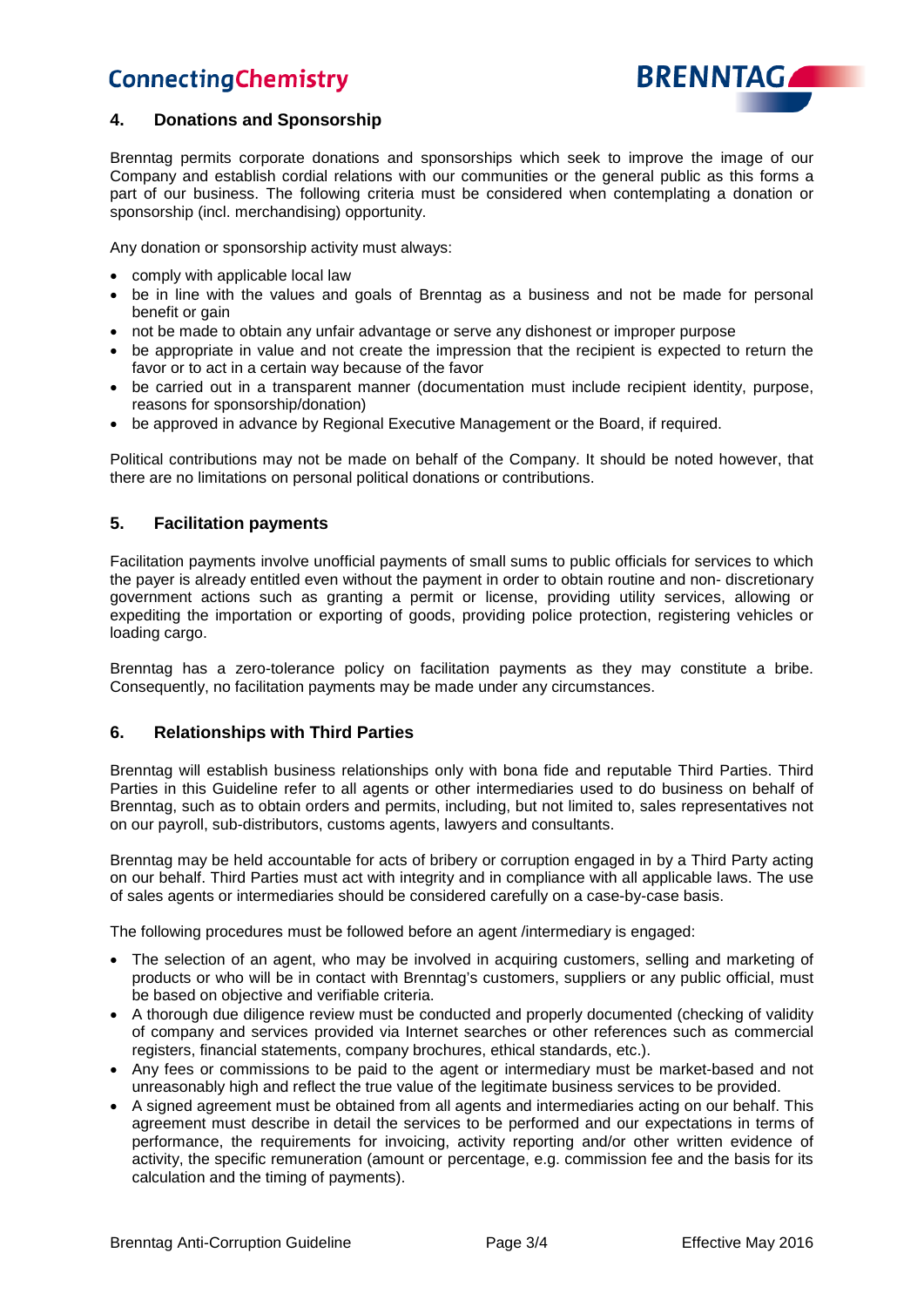## 4. Donations and Sponsorship

Brenntag permits corporate donations and sponsorships which seek to improve the image of our Company and establish cordial relations with our communities or the general public as this forms a part of our business. The following criteria must be considered when contemplating a donation or sponsorship (incl. merchandising) opportunity.

Any donation or sponsorship activity must always:

- comply with applicable local law
- be in line with the values and goals of Brenntag as a business and not be made for personal benefit or gain
- not be made to obtain any unfair advantage or serve any dishonest or improper purpose
- be appropriate in value and not create the impression that the recipient is expected to return the favor or to act in a certain way because of the favor
- be carried out in a transparent manner (documentation must include recipient identity, purpose, reasons for sponsorship/donation)
- be approved in advance by Regional Executive Management or the Board, if required.

Political contributions may not be made on behalf of the Company. It should be noted however, that there are no limitations on personal political donations or contributions.

## 5. Facilitation payments

Facilitation payments involve unofficial payments of small sums to public officials for services to which the payer is already entitled even without the payment in order to obtain routine and non- discretionary government actions such as granting a permit or license, providing utility services, allowing or expediting the importation or exporting of goods, providing police protection, registering vehicles or loading cargo.

Brenntag has a zero-tolerance policy on facilitation payments as they may constitute a bribe. Consequently, no facilitation payments may be made under any circumstances.

## 6. Relationships with Third Parties

Brenntag will establish business relationships only with bona fide and reputable Third Parties. Third Parties in this Guideline refer to all agents or other intermediaries used to do business on behalf of Brenntag, such as to obtain orders and permits, including, but not limited to, sales representatives not on our payroll, sub-distributors, customs agents, lawyers and consultants.

Brenntag may be held accountable for acts of bribery or corruption engaged in by a Third Party acting on our behalf. Third Parties must act with integrity and in compliance with all applicable laws. The use of sales agents or intermediaries should be considered carefully on a case-by-case basis.

The following procedures must be followed before an agent /intermediary is engaged:

- The selection of an agent, who may be involved in acquiring customers, selling and marketing of products or who will be in contact with Brenntag's customers, suppliers or any public official, must be based on objective and verifiable criteria.
- A thorough due diligence review must be conducted and properly documented (checking of validity of company and services provided via Internet searches or other references such as commercial registers, financial statements, company brochures, ethical standards, etc.).
- Any fees or commissions to be paid to the agent or intermediary must be market-based and not unreasonably high and reflect the true value of the legitimate business services to be provided.
- A signed agreement must be obtained from all agents and intermediaries acting on our behalf. This agreement must describe in detail the services to be performed and our expectations in terms of performance, the requirements for invoicing, activity reporting and/or other written evidence of activity, the specific remuneration (amount or percentage, e.g. commission fee and the basis for its calculation and the timing of payments).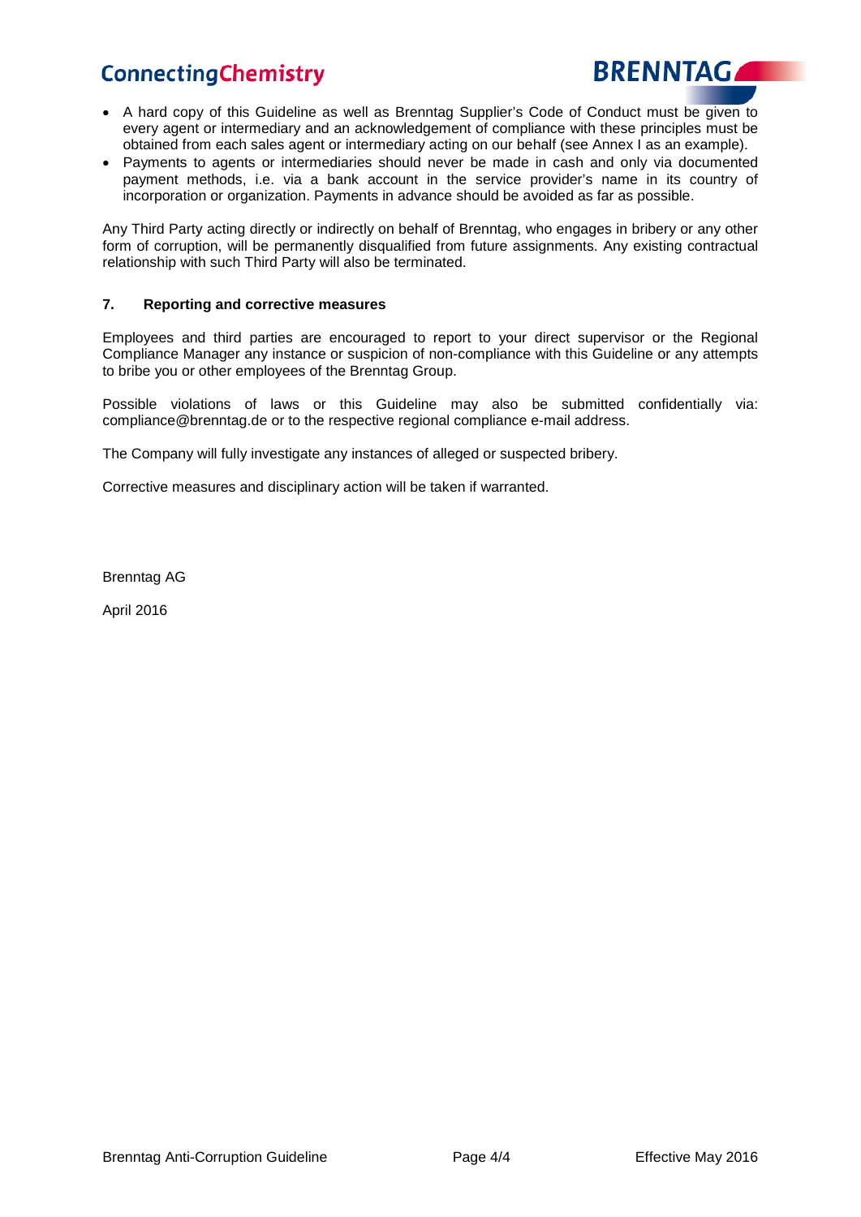- A hard copy of this Guideline as well as Brenntag Supplier's Code of Conduct must be given to every agent or intermediary and an acknowledgement of compliance with these principles must be obtained from each sales agent or intermediary acting on our behalf (see Annex I as an example).
- Payments to agents or intermediaries should never be made in cash and only via documented payment methods, i.e. via a bank account in the service provider's name in its country of incorporation or organization. Payments in advance should be avoided as far as possible.

Any Third Party acting directly or indirectly on behalf of Brenntag, who engages in bribery or any other form of corruption, will be permanently disqualified from future assignments. Any existing contractual relationship with such Third Party will also be terminated.

## 7. Reporting and corrective measures

Employees and third parties are encouraged to report to your direct supervisor or the Regional Compliance Manager any instance or suspicion of non-compliance with this Guideline or any attempts to bribe you or other employees of the Brenntag Group.

Possible violations of laws or this Guideline may also be submitted confidentially via: compliance@brenntag.de or to the respective regional compliance e-mail address.

The Company will fully investigate any instances of alleged or suspected bribery.

Corrective measures and disciplinary action will be taken if warranted.

Brenntag AG

April 2016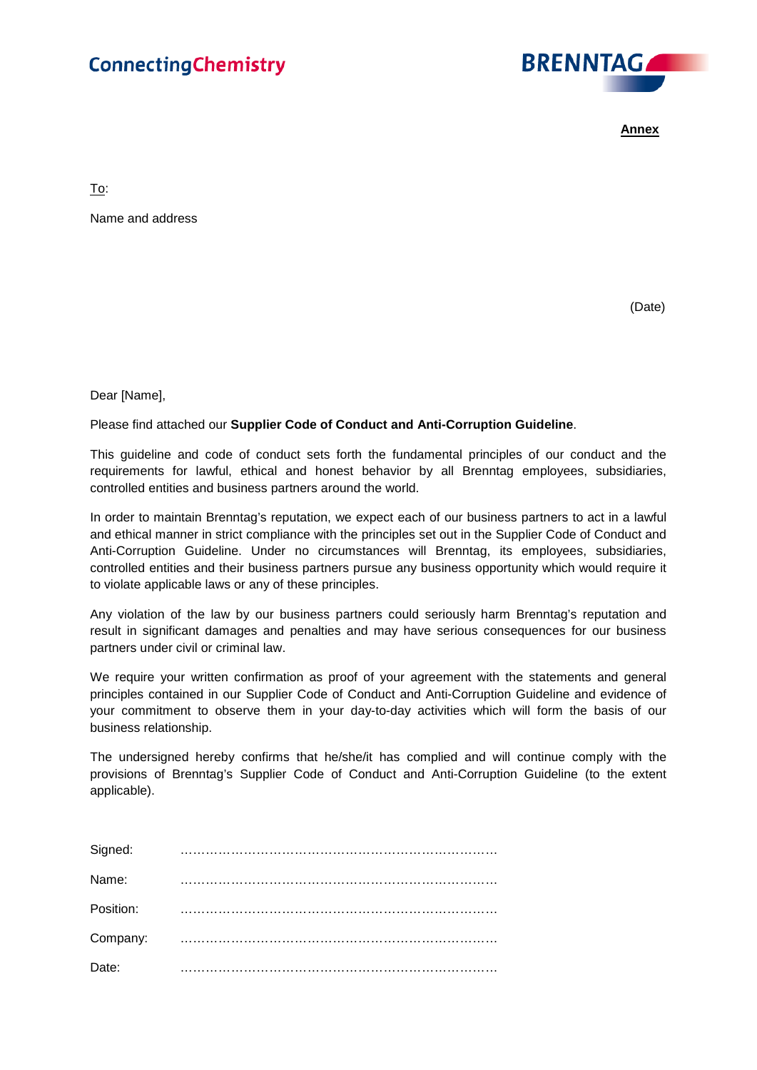ConnectingChemistry

BRENNTAG

**Annex**

To:

Name and address

(Date)

Dear [Name],

Please find attached our **Supplier Code of Conduct and Anti-Corruption Guideline**.

This guideline and code of conduct sets forth the fundamental principles of our conduct and the requirements for lawful, ethical and honest behavior by all Brenntag employees, subsidiaries, controlled entities and business partners around the world.

In order to maintain Brenntag's reputation, we expect each of our business partners to act in a lawful and ethical manner in strict compliance with the principles set out in the Supplier Code of Conduct and Anti-Corruption Guideline. Under no circumstances will Brenntag, its employees, subsidiaries, controlled entities and their business partners pursue any business opportunity which would require it to violate applicable laws or any of these principles.

Any violation of the law by our business partners could seriously harm Brenntag's reputation and result in significant damages and penalties and may have serious consequences for our business partners under civil or criminal law.

We require your written confirmation as proof of your agreement with the statements and general principles contained in our Supplier Code of Conduct and Anti-Corruption Guideline and evidence of your commitment to observe them in your day-to-day activities which will form the basis of our business relationship.

The undersigned hereby confirms that he/she/it has complied and will continue comply with the provisions of Brenntag's Supplier Code of Conduct and Anti-Corruption Guideline (to the extent applicable).

Signed: ……………………………………………………………………

Name: ……………………………………………………………………

Position: ……………………………………………………………………

Company: ……………………………………………………………………

Date: ……………………………………………………………………